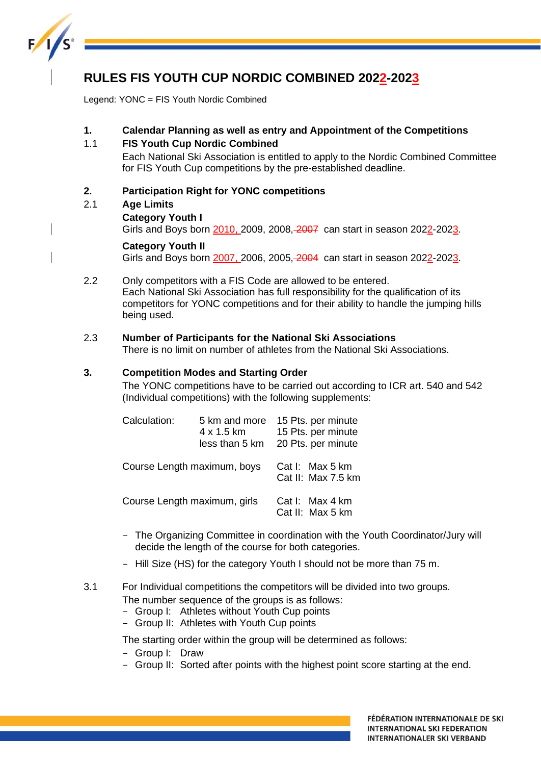# RULES FIS YOUTH CUP NORDIC COMBINED 2022-2023

Legend: YONC = FIS Youth Nordic Combined

## 1. Calendar Planning as well as entry and Appointment of the Competitions

### 1.1 FIS Youth Cup Nordic Combined

Each National Ski Association is entitled to apply to the Nordic Combined Committee for FIS Youth Cup competitions by the pre-established deadline.

## 2. Participation Right for YONC competitions

### 2.1 Age Limits

**Category Youth I**

Girls and Boys born 2010, 2009, 2008, ~~2007~~ can start in season 2022-2023.

**Category Youth II**

Girls and Boys born 2007, 2006, 2005, ~~2004~~ can start in season 2022-2023.

2.2 Only competitors with a FIS Code are allowed to be entered.
Each National Ski Association has full responsibility for the qualification of its competitors for YONC competitions and for their ability to handle the jumping hills being used.

### 2.3 Number of Participants for the National Ski Associations

There is no limit on number of athletes from the National Ski Associations.

## 3. Competition Modes and Starting Order

The YONC competitions have to be carried out according to ICR art. 540 and 542 (Individual competitions) with the following supplements:

| | | |
|---|---|---|
| Calculation: | 5 km and more | 15 Pts. per minute |
| | 4 x 1.5 km | 15 Pts. per minute |
| | less than 5 km | 20 Pts. per minute |
| Course Length maximum, boys | | Cat I: Max 5 km |
| | | Cat II: Max 7.5 km |
| Course Length maximum, girls | | Cat I: Max 4 km |
| | | Cat II: Max 5 km |

- The Organizing Committee in coordination with the Youth Coordinator/Jury will decide the length of the course for both categories.
- Hill Size (HS) for the category Youth I should not be more than 75 m.

3.1 For Individual competitions the competitors will be divided into two groups.
The number sequence of the groups is as follows:
- Group I: Athletes without Youth Cup points
- Group II: Athletes with Youth Cup points

The starting order within the group will be determined as follows:
- Group I: Draw
- Group II: Sorted after points with the highest point score starting at the end.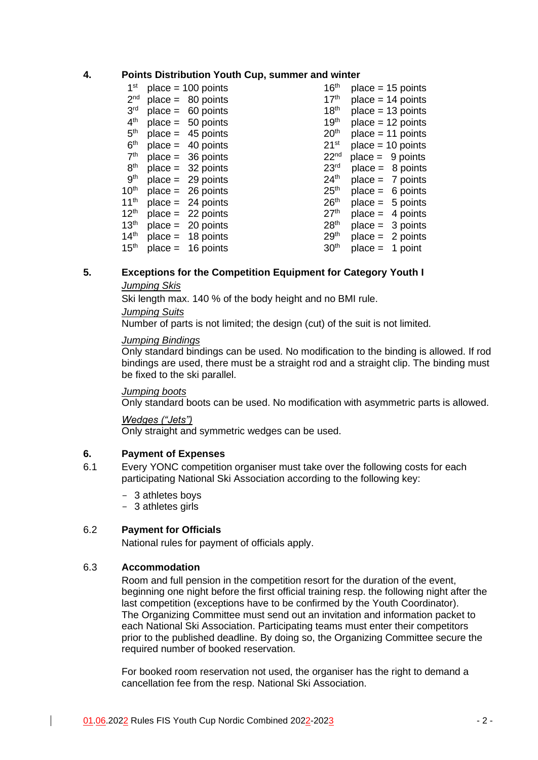## 4. Points Distribution Youth Cup, summer and winter

| Place | Points | Place | Points |
|---|---|---|---|
| 1st place | 100 points | 16th place | 15 points |
| 2nd place | 80 points | 17th place | 14 points |
| 3rd place | 60 points | 18th place | 13 points |
| 4th place | 50 points | 19th place | 12 points |
| 5th place | 45 points | 20th place | 11 points |
| 6th place | 40 points | 21st place | 10 points |
| 7th place | 36 points | 22nd place | 9 points |
| 8th place | 32 points | 23rd place | 8 points |
| 9th place | 29 points | 24th place | 7 points |
| 10th place | 26 points | 25th place | 6 points |
| 11th place | 24 points | 26th place | 5 points |
| 12th place | 22 points | 27th place | 4 points |
| 13th place | 20 points | 28th place | 3 points |
| 14th place | 18 points | 29th place | 2 points |
| 15th place | 16 points | 30th place | 1 point |

## 5. Exceptions for the Competition Equipment for Category Youth I

*Jumping Skis*

Ski length max. 140 % of the body height and no BMI rule.

*Jumping Suits*

Number of parts is not limited; the design (cut) of the suit is not limited.

*Jumping Bindings*

Only standard bindings can be used. No modification to the binding is allowed. If rod bindings are used, there must be a straight rod and a straight clip. The binding must be fixed to the ski parallel.

*Jumping boots*

Only standard boots can be used. No modification with asymmetric parts is allowed.

*Wedges ("Jets")*

Only straight and symmetric wedges can be used.

## 6. Payment of Expenses

6.1 Every YONC competition organiser must take over the following costs for each participating National Ski Association according to the following key:

- 3 athletes boys
- 3 athletes girls

### 6.2 Payment for Officials

National rules for payment of officials apply.

### 6.3 Accommodation

Room and full pension in the competition resort for the duration of the event, beginning one night before the first official training resp. the following night after the last competition (exceptions have to be confirmed by the Youth Coordinator).
The Organizing Committee must send out an invitation and information packet to each National Ski Association. Participating teams must enter their competitors prior to the published deadline. By doing so, the Organizing Committee secure the required number of booked reservation.

For booked room reservation not used, the organiser has the right to demand a cancellation fee from the resp. National Ski Association.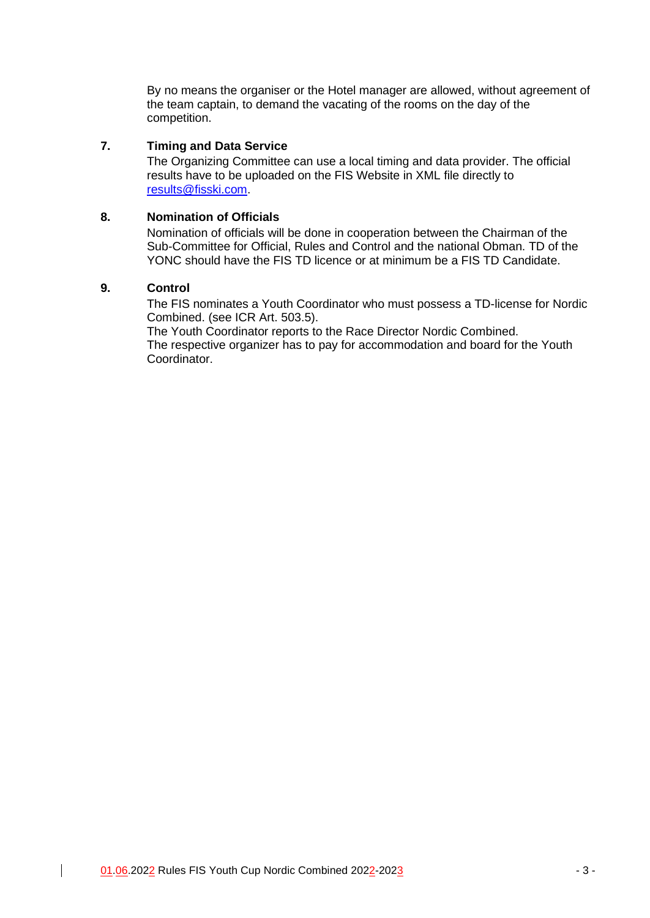By no means the organiser or the Hotel manager are allowed, without agreement of the team captain, to demand the vacating of the rooms on the day of the competition.

## 7. Timing and Data Service

The Organizing Committee can use a local timing and data provider. The official results have to be uploaded on the FIS Website in XML file directly to results@fisski.com.

## 8. Nomination of Officials

Nomination of officials will be done in cooperation between the Chairman of the Sub-Committee for Official, Rules and Control and the national Obman. TD of the YONC should have the FIS TD licence or at minimum be a FIS TD Candidate.

## 9. Control

The FIS nominates a Youth Coordinator who must possess a TD-license for Nordic Combined. (see ICR Art. 503.5).
The Youth Coordinator reports to the Race Director Nordic Combined.
The respective organizer has to pay for accommodation and board for the Youth Coordinator.